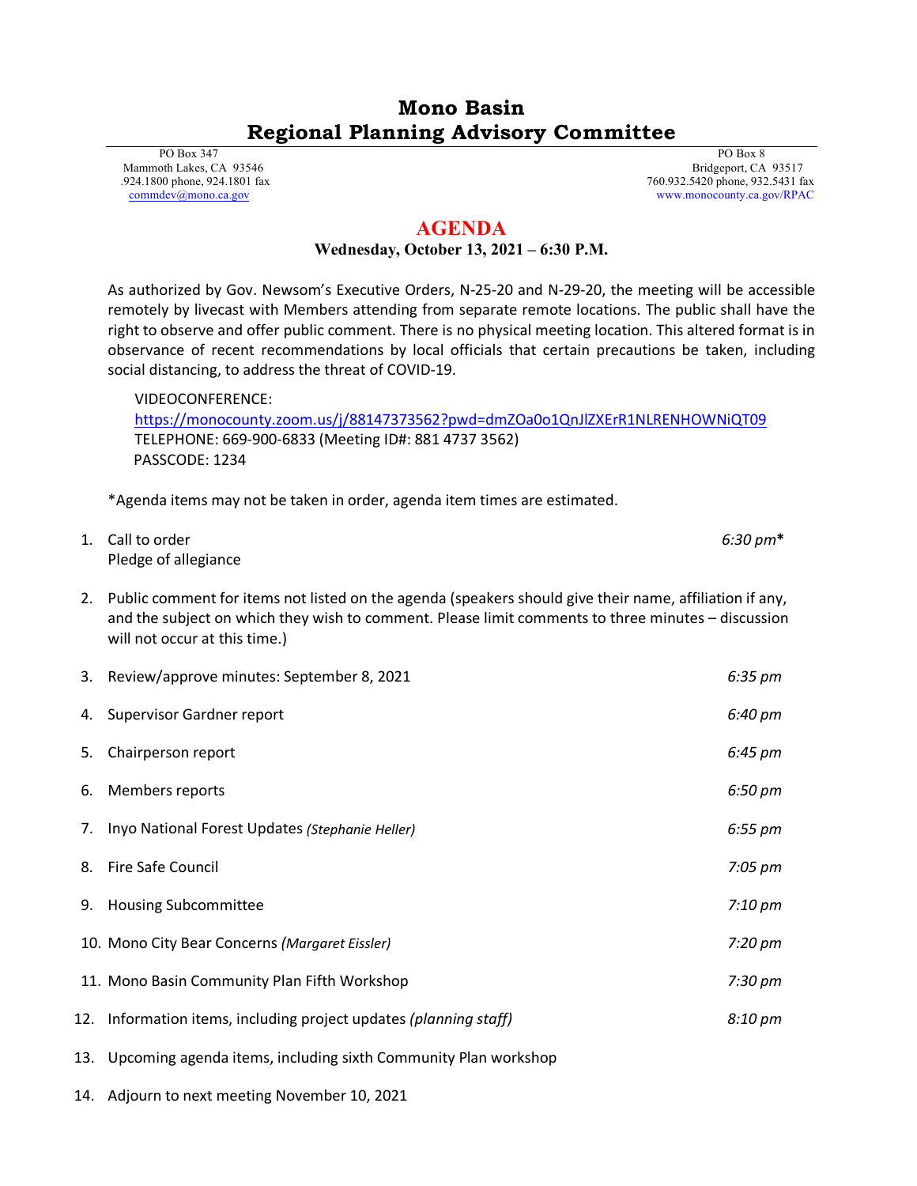# Mono Basin
# Regional Planning Advisory Committee

PO Box 347
Mammoth Lakes, CA 93546
.924.1800 phone, 924.1801 fax
commdev@mono.ca.gov

PO Box 8
Bridgeport, CA 93517
760.932.5420 phone, 932.5431 fax
www.monocounty.ca.gov/RPAC

## AGENDA

**Wednesday, October 13, 2021 – 6:30 P.M.**

As authorized by Gov. Newsom's Executive Orders, N-25-20 and N-29-20, the meeting will be accessible remotely by livecast with Members attending from separate remote locations. The public shall have the right to observe and offer public comment. There is no physical meeting location. This altered format is in observance of recent recommendations by local officials that certain precautions be taken, including social distancing, to address the threat of COVID-19.

VIDEOCONFERENCE:
https://monocounty.zoom.us/j/88147373562?pwd=dmZOa0o1QnJlZXErR1NLRENHOWNiQT09
TELEPHONE: 669-900-6833 (Meeting ID#: 881 4737 3562)
PASSCODE: 1234

*Agenda items may not be taken in order, agenda item times are estimated.

1. Call to order — *6:30 pm**
   Pledge of allegiance
2. Public comment for items not listed on the agenda (speakers should give their name, affiliation if any, and the subject on which they wish to comment. Please limit comments to three minutes – discussion will not occur at this time.)
3. Review/approve minutes: September 8, 2021 — *6:35 pm*
4. Supervisor Gardner report — *6:40 pm*
5. Chairperson report — *6:45 pm*
6. Members reports — *6:50 pm*
7. Inyo National Forest Updates *(Stephanie Heller)* — *6:55 pm*
8. Fire Safe Council — *7:05 pm*
9. Housing Subcommittee — *7:10 pm*
10. Mono City Bear Concerns *(Margaret Eissler)* — *7:20 pm*
11. Mono Basin Community Plan Fifth Workshop — *7:30 pm*
12. Information items, including project updates *(planning staff)* — *8:10 pm*
13. Upcoming agenda items, including sixth Community Plan workshop
14. Adjourn to next meeting November 10, 2021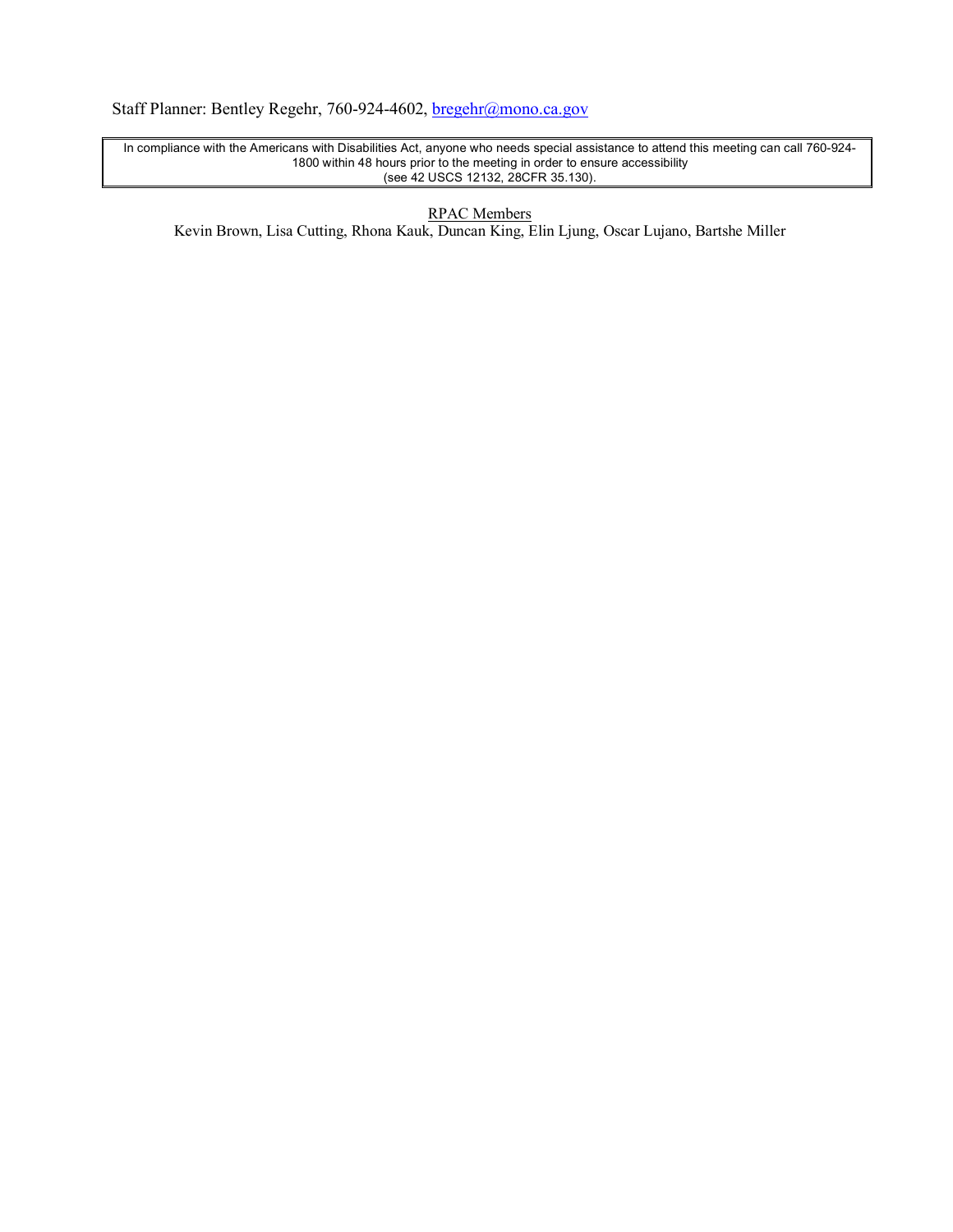Staff Planner: Bentley Regehr, 760-924-4602, bregehr@mono.ca.gov

| |
|---|
| In compliance with the Americans with Disabilities Act, anyone who needs special assistance to attend this meeting can call 760-924-1800 within 48 hours prior to the meeting in order to ensure accessibility (see 42 USCS 12132, 28CFR 35.130). |

RPAC Members

Kevin Brown, Lisa Cutting, Rhona Kauk, Duncan King, Elin Ljung, Oscar Lujano, Bartshe Miller